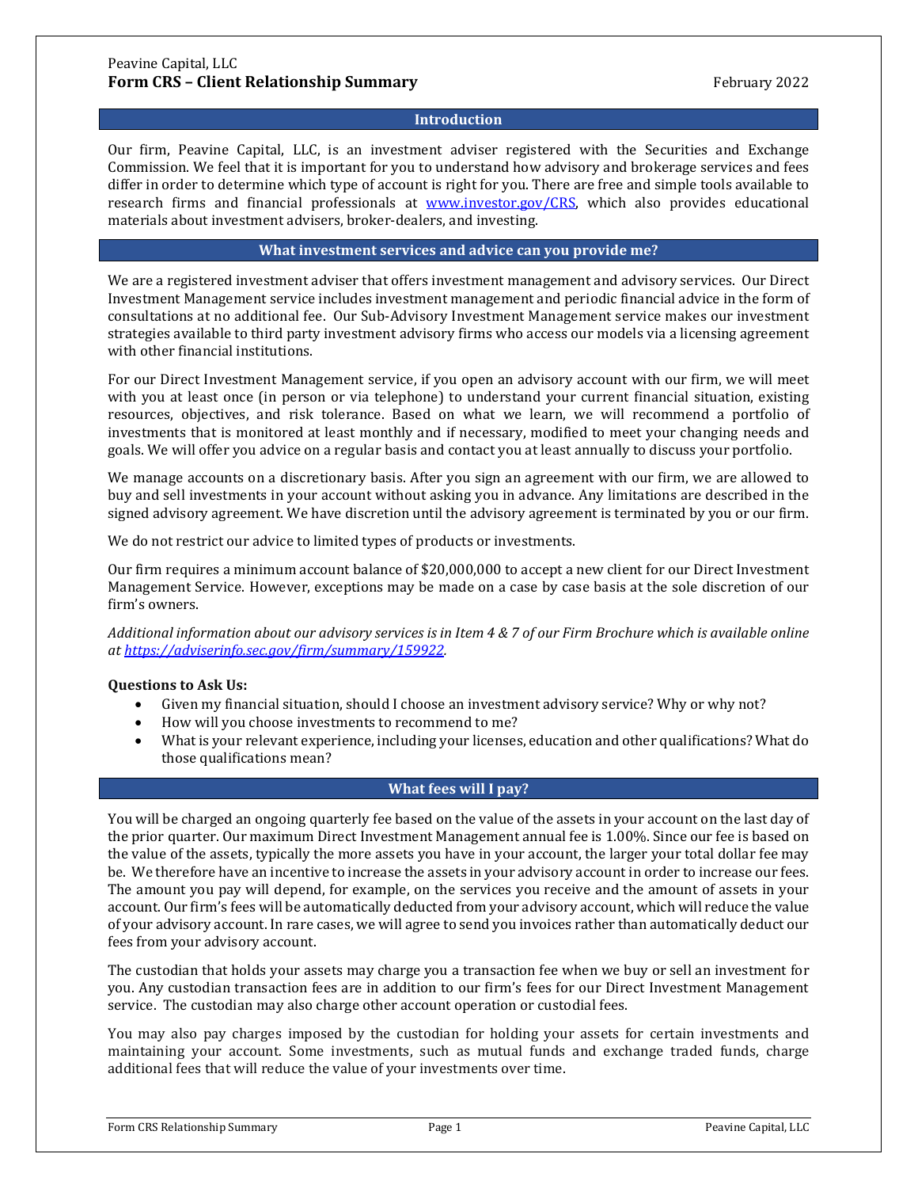Peavine Capital, LLC

# Form CRS – Client Relationship Summary

February 2022

## Introduction

Our firm, Peavine Capital, LLC, is an investment adviser registered with the Securities and Exchange Commission. We feel that it is important for you to understand how advisory and brokerage services and fees differ in order to determine which type of account is right for you. There are free and simple tools available to research firms and financial professionals at [www.investor.gov/CRS](www.investor.gov/CRS), which also provides educational materials about investment advisers, broker-dealers, and investing.

## What investment services and advice can you provide me?

We are a registered investment adviser that offers investment management and advisory services. Our Direct Investment Management service includes investment management and periodic financial advice in the form of consultations at no additional fee. Our Sub-Advisory Investment Management service makes our investment strategies available to third party investment advisory firms who access our models via a licensing agreement with other financial institutions.

For our Direct Investment Management service, if you open an advisory account with our firm, we will meet with you at least once (in person or via telephone) to understand your current financial situation, existing resources, objectives, and risk tolerance. Based on what we learn, we will recommend a portfolio of investments that is monitored at least monthly and if necessary, modified to meet your changing needs and goals. We will offer you advice on a regular basis and contact you at least annually to discuss your portfolio.

We manage accounts on a discretionary basis. After you sign an agreement with our firm, we are allowed to buy and sell investments in your account without asking you in advance. Any limitations are described in the signed advisory agreement. We have discretion until the advisory agreement is terminated by you or our firm.

We do not restrict our advice to limited types of products or investments.

Our firm requires a minimum account balance of $20,000,000 to accept a new client for our Direct Investment Management Service. However, exceptions may be made on a case by case basis at the sole discretion of our firm's owners.

*Additional information about our advisory services is in Item 4 & 7 of our Firm Brochure which is available online at [https://adviserinfo.sec.gov/firm/summary/159922](https://adviserinfo.sec.gov/firm/summary/159922).*

**Questions to Ask Us:**

- Given my financial situation, should I choose an investment advisory service? Why or why not?
- How will you choose investments to recommend to me?
- What is your relevant experience, including your licenses, education and other qualifications? What do those qualifications mean?

## What fees will I pay?

You will be charged an ongoing quarterly fee based on the value of the assets in your account on the last day of the prior quarter. Our maximum Direct Investment Management annual fee is 1.00%. Since our fee is based on the value of the assets, typically the more assets you have in your account, the larger your total dollar fee may be. We therefore have an incentive to increase the assets in your advisory account in order to increase our fees. The amount you pay will depend, for example, on the services you receive and the amount of assets in your account. Our firm's fees will be automatically deducted from your advisory account, which will reduce the value of your advisory account. In rare cases, we will agree to send you invoices rather than automatically deduct our fees from your advisory account.

The custodian that holds your assets may charge you a transaction fee when we buy or sell an investment for you. Any custodian transaction fees are in addition to our firm's fees for our Direct Investment Management service. The custodian may also charge other account operation or custodial fees.

You may also pay charges imposed by the custodian for holding your assets for certain investments and maintaining your account. Some investments, such as mutual funds and exchange traded funds, charge additional fees that will reduce the value of your investments over time.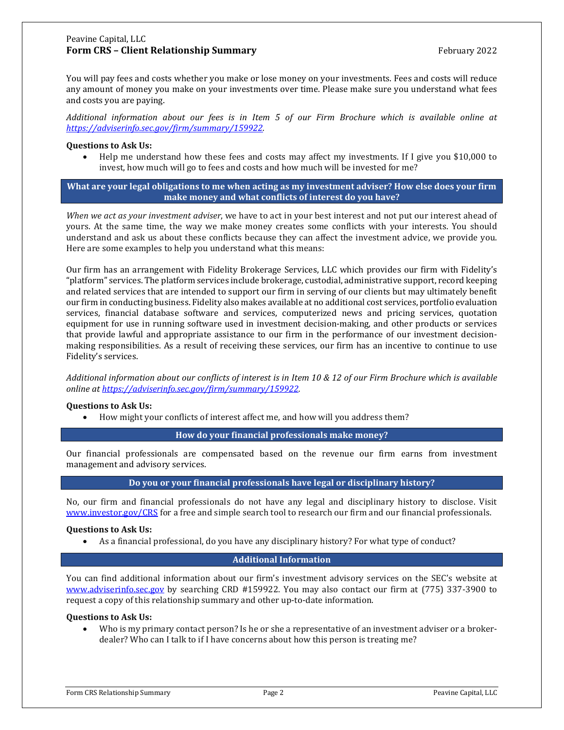You will pay fees and costs whether you make or lose money on your investments. Fees and costs will reduce any amount of money you make on your investments over time. Please make sure you understand what fees and costs you are paying.

*Additional information about our fees is in Item 5 of our Firm Brochure which is available online at [https://adviserinfo.sec.gov/firm/summary/159922](https://adviserinfo.sec.gov/firm/summary/159922).*

**Questions to Ask Us:**

- Help me understand how these fees and costs may affect my investments. If I give you $10,000 to invest, how much will go to fees and costs and how much will be invested for me?

## What are your legal obligations to me when acting as my investment adviser? How else does your firm make money and what conflicts of interest do you have?

*When we act as your investment adviser*, we have to act in your best interest and not put our interest ahead of yours. At the same time, the way we make money creates some conflicts with your interests. You should understand and ask us about these conflicts because they can affect the investment advice, we provide you. Here are some examples to help you understand what this means:

Our firm has an arrangement with Fidelity Brokerage Services, LLC which provides our firm with Fidelity's "platform" services. The platform services include brokerage, custodial, administrative support, record keeping and related services that are intended to support our firm in serving of our clients but may ultimately benefit our firm in conducting business. Fidelity also makes available at no additional cost services, portfolio evaluation services, financial database software and services, computerized news and pricing services, quotation equipment for use in running software used in investment decision-making, and other products or services that provide lawful and appropriate assistance to our firm in the performance of our investment decision-making responsibilities. As a result of receiving these services, our firm has an incentive to continue to use Fidelity's services.

*Additional information about our conflicts of interest is in Item 10 & 12 of our Firm Brochure which is available online at [https://adviserinfo.sec.gov/firm/summary/159922](https://adviserinfo.sec.gov/firm/summary/159922).*

**Questions to Ask Us:**

- How might your conflicts of interest affect me, and how will you address them?

## How do your financial professionals make money?

Our financial professionals are compensated based on the revenue our firm earns from investment management and advisory services.

## Do you or your financial professionals have legal or disciplinary history?

No, our firm and financial professionals do not have any legal and disciplinary history to disclose. Visit [www.investor.gov/CRS](http://www.investor.gov/CRS) for a free and simple search tool to research our firm and our financial professionals.

**Questions to Ask Us:**

- As a financial professional, do you have any disciplinary history? For what type of conduct?

## Additional Information

You can find additional information about our firm's investment advisory services on the SEC's website at [www.adviserinfo.sec.gov](http://www.adviserinfo.sec.gov) by searching CRD #159922. You may also contact our firm at (775) 337-3900 to request a copy of this relationship summary and other up-to-date information.

**Questions to Ask Us:**

- Who is my primary contact person? Is he or she a representative of an investment adviser or a broker-dealer? Who can I talk to if I have concerns about how this person is treating me?